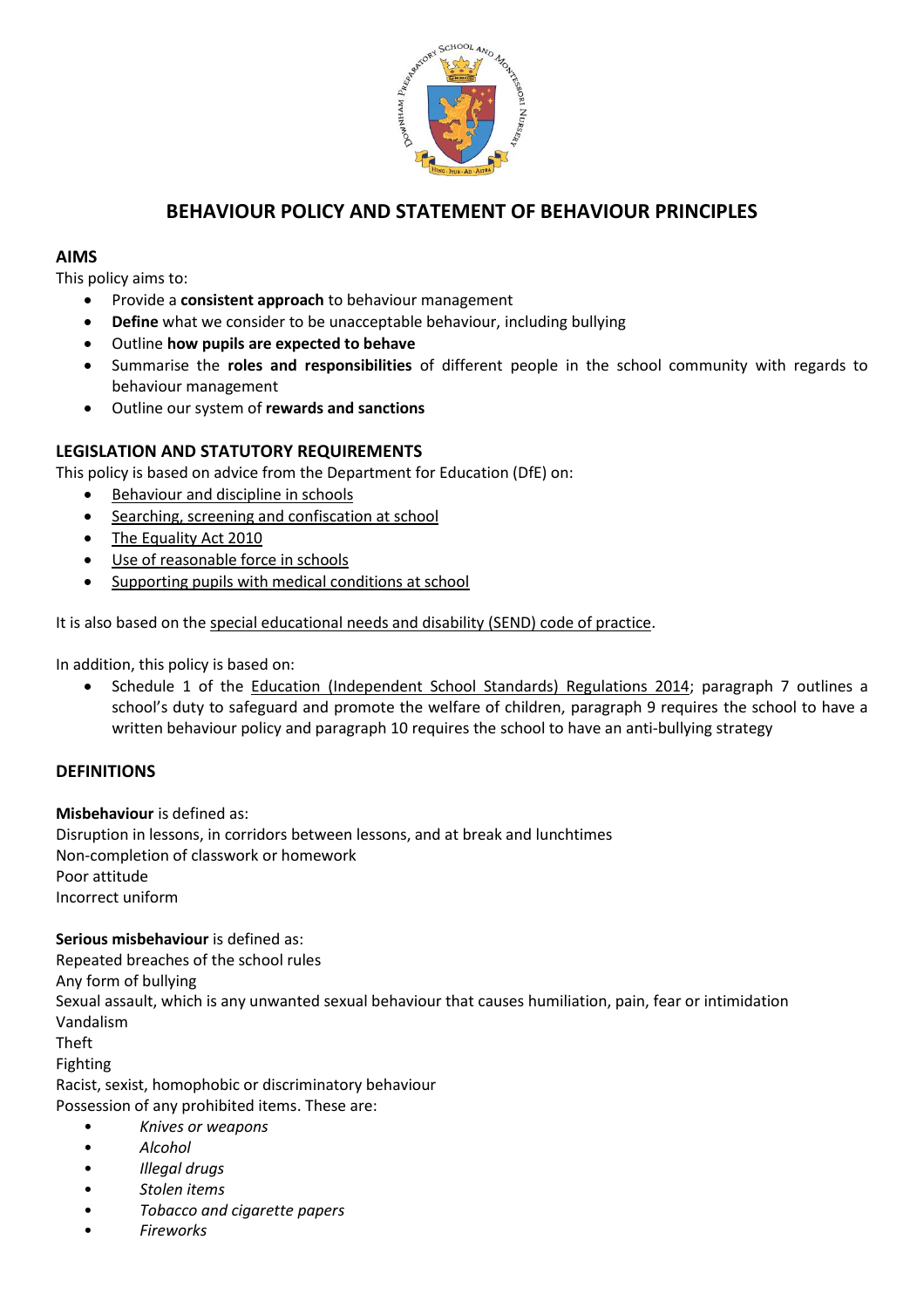# BEHAVIOUR POLICY AND STATEMENT OF BEHAVIOUR PRINCIPLES

## AIMS

This policy aims to:

- Provide a **consistent approach** to behaviour management
- **Define** what we consider to be unacceptable behaviour, including bullying
- Outline **how pupils are expected to behave**
- Summarise the **roles and responsibilities** of different people in the school community with regards to behaviour management
- Outline our system of **rewards and sanctions**

## LEGISLATION AND STATUTORY REQUIREMENTS

This policy is based on advice from the Department for Education (DfE) on:

- Behaviour and discipline in schools
- Searching, screening and confiscation at school
- The Equality Act 2010
- Use of reasonable force in schools
- Supporting pupils with medical conditions at school

It is also based on the special educational needs and disability (SEND) code of practice.

In addition, this policy is based on:

- Schedule 1 of the Education (Independent School Standards) Regulations 2014; paragraph 7 outlines a school's duty to safeguard and promote the welfare of children, paragraph 9 requires the school to have a written behaviour policy and paragraph 10 requires the school to have an anti-bullying strategy

## DEFINITIONS

**Misbehaviour** is defined as:

Disruption in lessons, in corridors between lessons, and at break and lunchtimes
Non-completion of classwork or homework
Poor attitude
Incorrect uniform

**Serious misbehaviour** is defined as:

Repeated breaches of the school rules
Any form of bullying
Sexual assault, which is any unwanted sexual behaviour that causes humiliation, pain, fear or intimidation
Vandalism
Theft
Fighting
Racist, sexist, homophobic or discriminatory behaviour
Possession of any prohibited items. These are:

- *Knives or weapons*
- *Alcohol*
- *Illegal drugs*
- *Stolen items*
- *Tobacco and cigarette papers*
- *Fireworks*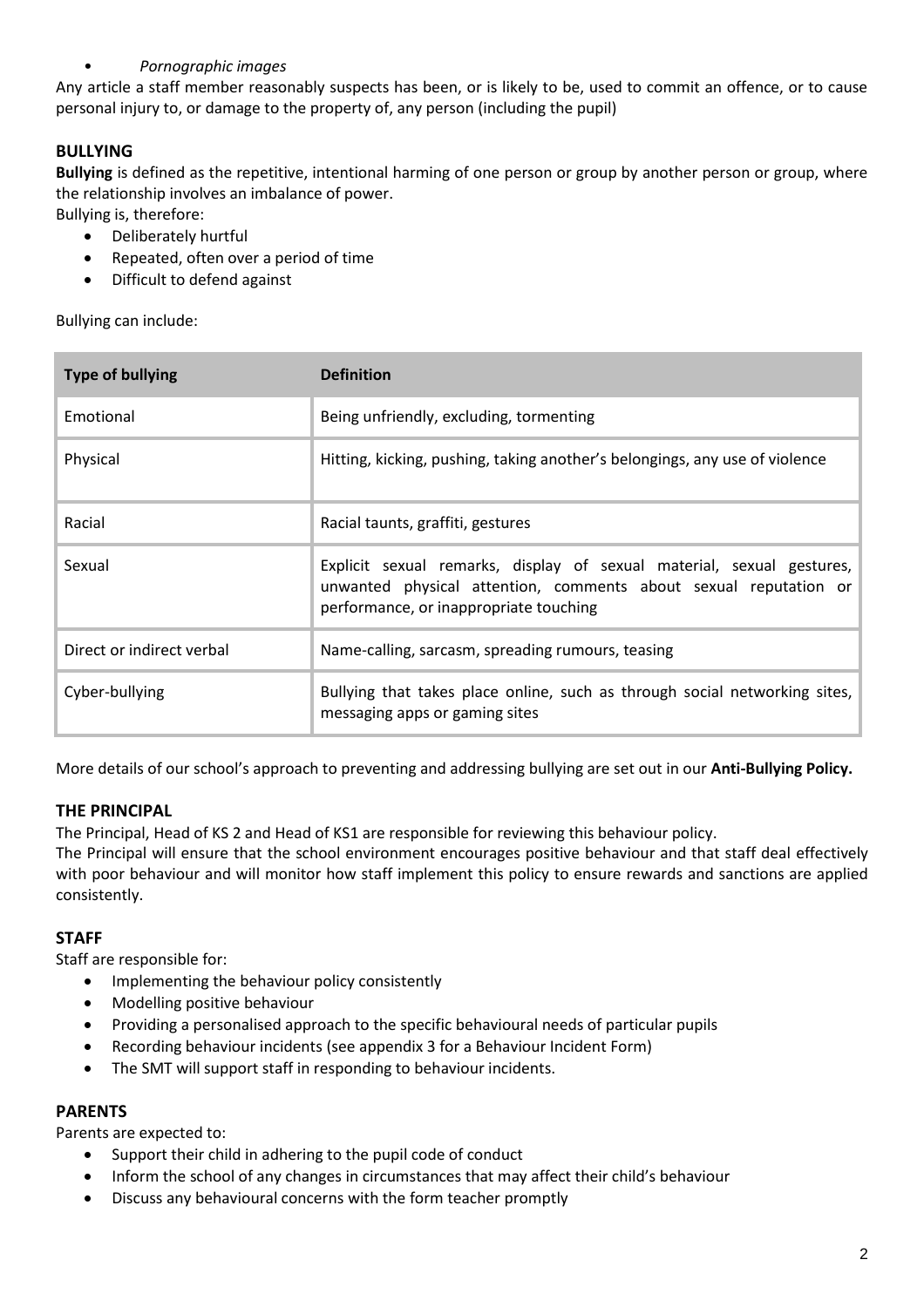- *Pornographic images*

Any article a staff member reasonably suspects has been, or is likely to be, used to commit an offence, or to cause personal injury to, or damage to the property of, any person (including the pupil)

## BULLYING

**Bullying** is defined as the repetitive, intentional harming of one person or group by another person or group, where the relationship involves an imbalance of power.

Bullying is, therefore:

- Deliberately hurtful
- Repeated, often over a period of time
- Difficult to defend against

Bullying can include:

| Type of bullying | Definition |
| --- | --- |
| Emotional | Being unfriendly, excluding, tormenting |
| Physical | Hitting, kicking, pushing, taking another's belongings, any use of violence |
| Racial | Racial taunts, graffiti, gestures |
| Sexual | Explicit sexual remarks, display of sexual material, sexual gestures, unwanted physical attention, comments about sexual reputation or performance, or inappropriate touching |
| Direct or indirect verbal | Name-calling, sarcasm, spreading rumours, teasing |
| Cyber-bullying | Bullying that takes place online, such as through social networking sites, messaging apps or gaming sites |

More details of our school's approach to preventing and addressing bullying are set out in our **Anti-Bullying Policy.**

## THE PRINCIPAL

The Principal, Head of KS 2 and Head of KS1 are responsible for reviewing this behaviour policy.

The Principal will ensure that the school environment encourages positive behaviour and that staff deal effectively with poor behaviour and will monitor how staff implement this policy to ensure rewards and sanctions are applied consistently.

## STAFF

Staff are responsible for:

- Implementing the behaviour policy consistently
- Modelling positive behaviour
- Providing a personalised approach to the specific behavioural needs of particular pupils
- Recording behaviour incidents (see appendix 3 for a Behaviour Incident Form)
- The SMT will support staff in responding to behaviour incidents.

## PARENTS

Parents are expected to:

- Support their child in adhering to the pupil code of conduct
- Inform the school of any changes in circumstances that may affect their child's behaviour
- Discuss any behavioural concerns with the form teacher promptly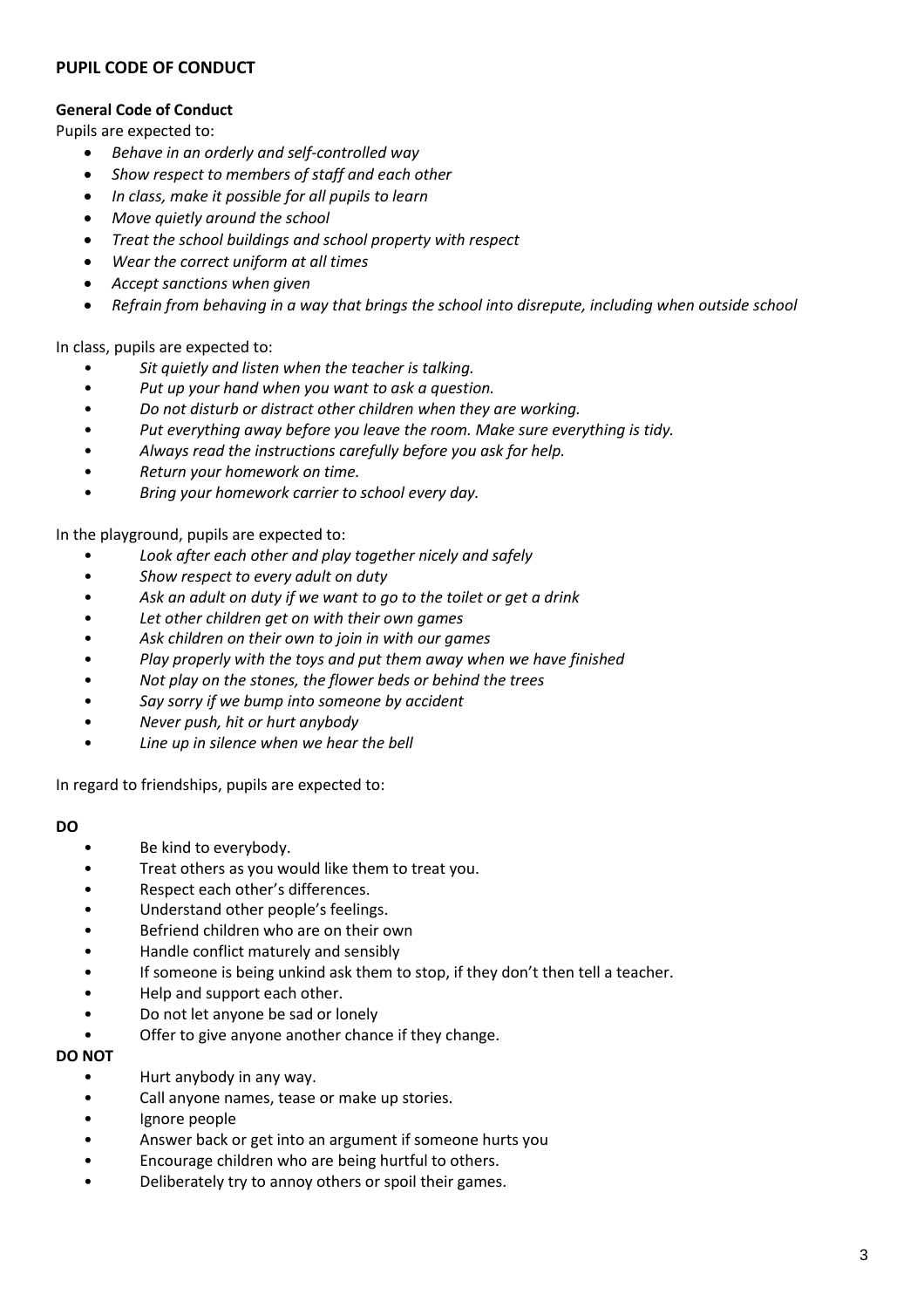## PUPIL CODE OF CONDUCT

### General Code of Conduct

Pupils are expected to:

- *Behave in an orderly and self-controlled way*
- *Show respect to members of staff and each other*
- *In class, make it possible for all pupils to learn*
- *Move quietly around the school*
- *Treat the school buildings and school property with respect*
- *Wear the correct uniform at all times*
- *Accept sanctions when given*
- *Refrain from behaving in a way that brings the school into disrepute, including when outside school*

In class, pupils are expected to:

- *Sit quietly and listen when the teacher is talking.*
- *Put up your hand when you want to ask a question.*
- *Do not disturb or distract other children when they are working.*
- *Put everything away before you leave the room. Make sure everything is tidy.*
- *Always read the instructions carefully before you ask for help.*
- *Return your homework on time.*
- *Bring your homework carrier to school every day.*

In the playground, pupils are expected to:

- *Look after each other and play together nicely and safely*
- *Show respect to every adult on duty*
- *Ask an adult on duty if we want to go to the toilet or get a drink*
- *Let other children get on with their own games*
- *Ask children on their own to join in with our games*
- *Play properly with the toys and put them away when we have finished*
- *Not play on the stones, the flower beds or behind the trees*
- *Say sorry if we bump into someone by accident*
- *Never push, hit or hurt anybody*
- *Line up in silence when we hear the bell*

In regard to friendships, pupils are expected to:

**DO**

- Be kind to everybody.
- Treat others as you would like them to treat you.
- Respect each other's differences.
- Understand other people's feelings.
- Befriend children who are on their own
- Handle conflict maturely and sensibly
- If someone is being unkind ask them to stop, if they don't then tell a teacher.
- Help and support each other.
- Do not let anyone be sad or lonely
- Offer to give anyone another chance if they change.

**DO NOT**

- Hurt anybody in any way.
- Call anyone names, tease or make up stories.
- Ignore people
- Answer back or get into an argument if someone hurts you
- Encourage children who are being hurtful to others.
- Deliberately try to annoy others or spoil their games.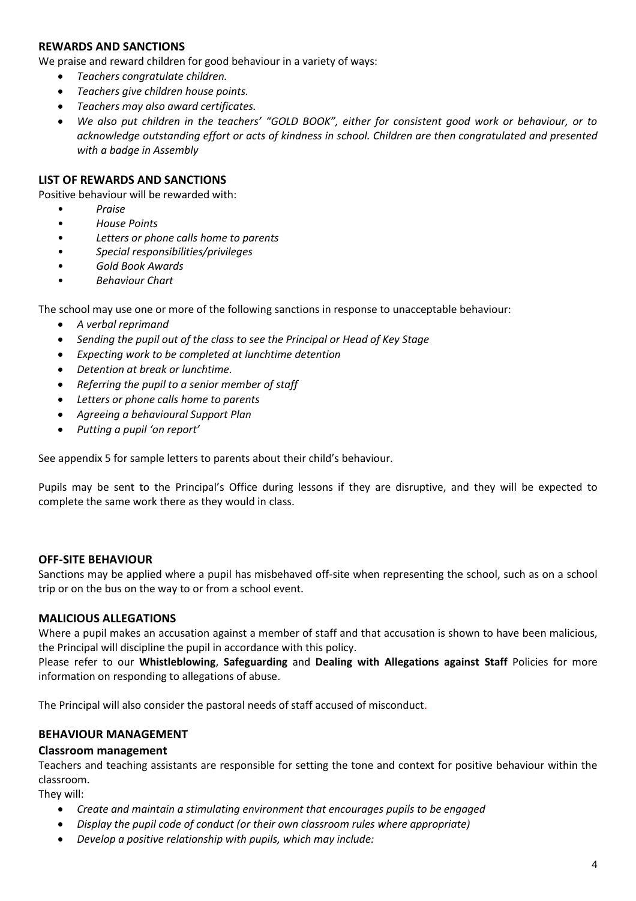## REWARDS AND SANCTIONS

We praise and reward children for good behaviour in a variety of ways:

- *Teachers congratulate children.*
- *Teachers give children house points.*
- *Teachers may also award certificates.*
- *We also put children in the teachers' "GOLD BOOK", either for consistent good work or behaviour, or to acknowledge outstanding effort or acts of kindness in school. Children are then congratulated and presented with a badge in Assembly*

## LIST OF REWARDS AND SANCTIONS

Positive behaviour will be rewarded with:

- *Praise*
- *House Points*
- *Letters or phone calls home to parents*
- *Special responsibilities/privileges*
- *Gold Book Awards*
- *Behaviour Chart*

The school may use one or more of the following sanctions in response to unacceptable behaviour:

- *A verbal reprimand*
- *Sending the pupil out of the class to see the Principal or Head of Key Stage*
- *Expecting work to be completed at lunchtime detention*
- *Detention at break or lunchtime.*
- *Referring the pupil to a senior member of staff*
- *Letters or phone calls home to parents*
- *Agreeing a behavioural Support Plan*
- *Putting a pupil 'on report'*

See appendix 5 for sample letters to parents about their child's behaviour.

Pupils may be sent to the Principal's Office during lessons if they are disruptive, and they will be expected to complete the same work there as they would in class.

## OFF-SITE BEHAVIOUR

Sanctions may be applied where a pupil has misbehaved off-site when representing the school, such as on a school trip or on the bus on the way to or from a school event.

## MALICIOUS ALLEGATIONS

Where a pupil makes an accusation against a member of staff and that accusation is shown to have been malicious, the Principal will discipline the pupil in accordance with this policy.

Please refer to our **Whistleblowing**, **Safeguarding** and **Dealing with Allegations against Staff** Policies for more information on responding to allegations of abuse.

The Principal will also consider the pastoral needs of staff accused of misconduct.

## BEHAVIOUR MANAGEMENT

### Classroom management

Teachers and teaching assistants are responsible for setting the tone and context for positive behaviour within the classroom.

They will:

- *Create and maintain a stimulating environment that encourages pupils to be engaged*
- *Display the pupil code of conduct (or their own classroom rules where appropriate)*
- *Develop a positive relationship with pupils, which may include:*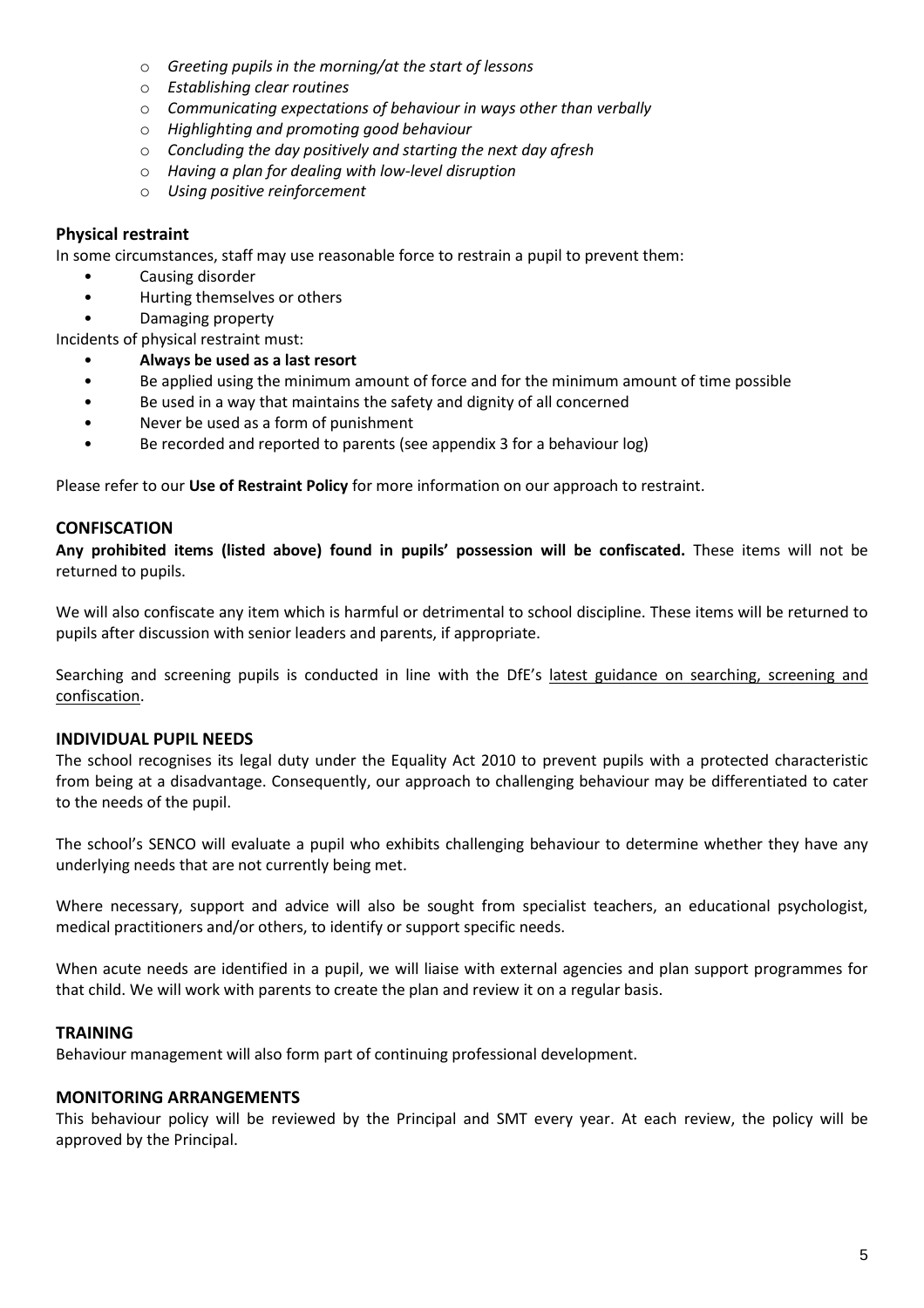- *Greeting pupils in the morning/at the start of lessons*
- *Establishing clear routines*
- *Communicating expectations of behaviour in ways other than verbally*
- *Highlighting and promoting good behaviour*
- *Concluding the day positively and starting the next day afresh*
- *Having a plan for dealing with low-level disruption*
- *Using positive reinforcement*

### Physical restraint

In some circumstances, staff may use reasonable force to restrain a pupil to prevent them:

- Causing disorder
- Hurting themselves or others
- Damaging property

Incidents of physical restraint must:

- **Always be used as a last resort**
- Be applied using the minimum amount of force and for the minimum amount of time possible
- Be used in a way that maintains the safety and dignity of all concerned
- Never be used as a form of punishment
- Be recorded and reported to parents (see appendix 3 for a behaviour log)

Please refer to our **Use of Restraint Policy** for more information on our approach to restraint.

## CONFISCATION

**Any prohibited items (listed above) found in pupils' possession will be confiscated.** These items will not be returned to pupils.

We will also confiscate any item which is harmful or detrimental to school discipline. These items will be returned to pupils after discussion with senior leaders and parents, if appropriate.

Searching and screening pupils is conducted in line with the DfE's latest guidance on searching, screening and confiscation.

## INDIVIDUAL PUPIL NEEDS

The school recognises its legal duty under the Equality Act 2010 to prevent pupils with a protected characteristic from being at a disadvantage. Consequently, our approach to challenging behaviour may be differentiated to cater to the needs of the pupil.

The school's SENCO will evaluate a pupil who exhibits challenging behaviour to determine whether they have any underlying needs that are not currently being met.

Where necessary, support and advice will also be sought from specialist teachers, an educational psychologist, medical practitioners and/or others, to identify or support specific needs.

When acute needs are identified in a pupil, we will liaise with external agencies and plan support programmes for that child. We will work with parents to create the plan and review it on a regular basis.

## TRAINING

Behaviour management will also form part of continuing professional development.

## MONITORING ARRANGEMENTS

This behaviour policy will be reviewed by the Principal and SMT every year. At each review, the policy will be approved by the Principal.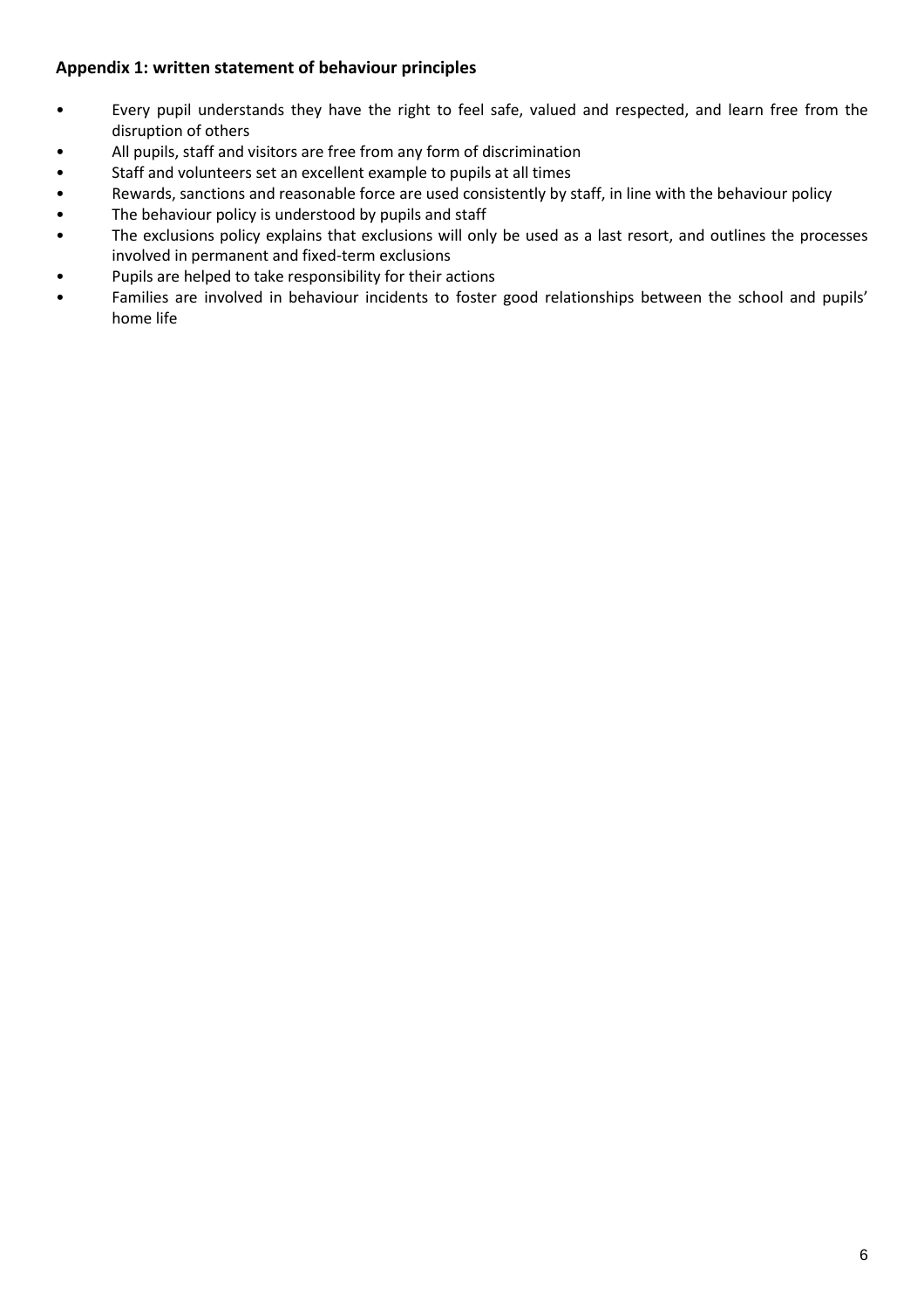### Appendix 1: written statement of behaviour principles

- Every pupil understands they have the right to feel safe, valued and respected, and learn free from the disruption of others
- All pupils, staff and visitors are free from any form of discrimination
- Staff and volunteers set an excellent example to pupils at all times
- Rewards, sanctions and reasonable force are used consistently by staff, in line with the behaviour policy
- The behaviour policy is understood by pupils and staff
- The exclusions policy explains that exclusions will only be used as a last resort, and outlines the processes involved in permanent and fixed-term exclusions
- Pupils are helped to take responsibility for their actions
- Families are involved in behaviour incidents to foster good relationships between the school and pupils' home life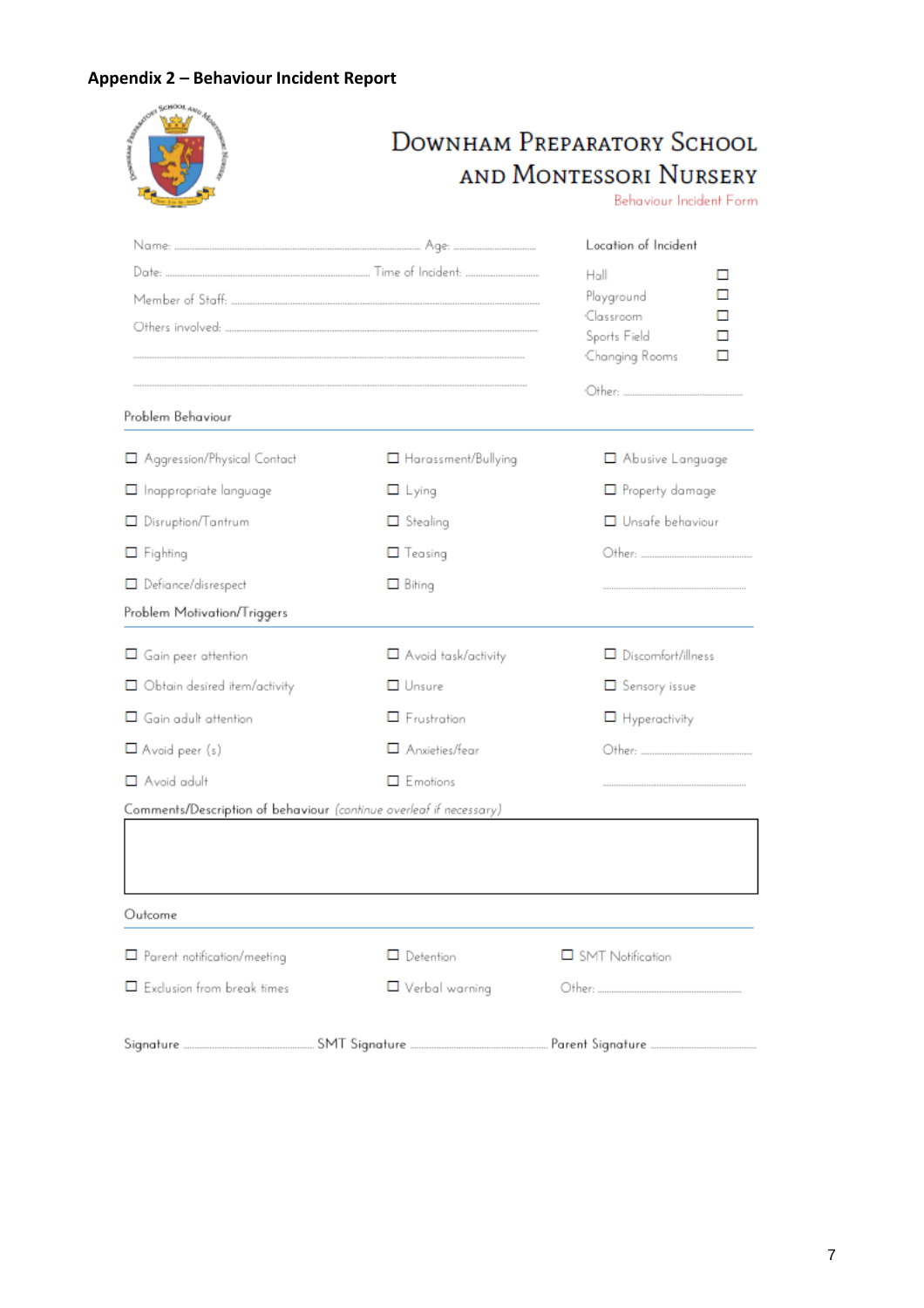## Appendix 2 – Behaviour Incident Report

# DOWNHAM PREPARATORY SCHOOL AND MONTESSORI NURSERY

Behaviour Incident Form

Name: ........................................................ Age: ....................

Date: ........................................................ Time of Incident: ....................

Member of Staff: ........................................................

Others involved: ........................................................

........................................................

........................................................

**Location of Incident**

- ☐ Hall
- ☐ Playground
- ☐ Classroom
- ☐ Sports Field
- ☐ Changing Rooms

Other: ....................

### Problem Behaviour

- ☐ Aggression/Physical Contact
- ☐ Inappropriate language
- ☐ Disruption/Tantrum
- ☐ Fighting
- ☐ Defiance/disrespect
- ☐ Harassment/Bullying
- ☐ Lying
- ☐ Stealing
- ☐ Teasing
- ☐ Biting
- ☐ Abusive Language
- ☐ Property damage
- ☐ Unsafe behaviour

Other: ....................

....................

### Problem Motivation/Triggers

- ☐ Gain peer attention
- ☐ Obtain desired item/activity
- ☐ Gain adult attention
- ☐ Avoid peer (s)
- ☐ Avoid adult
- ☐ Avoid task/activity
- ☐ Unsure
- ☐ Frustration
- ☐ Anxieties/fear
- ☐ Emotions
- ☐ Discomfort/illness
- ☐ Sensory issue
- ☐ Hyperactivity

Other: ....................

....................

### Comments/Description of behaviour *(continue overleaf if necessary)*

|   |
|---|
|   |

### Outcome

- ☐ Parent notification/meeting
- ☐ Exclusion from break times
- ☐ Detention
- ☐ Verbal warning
- ☐ SMT Notification

Other: ....................

Signature .................... SMT Signature .................... Parent Signature ....................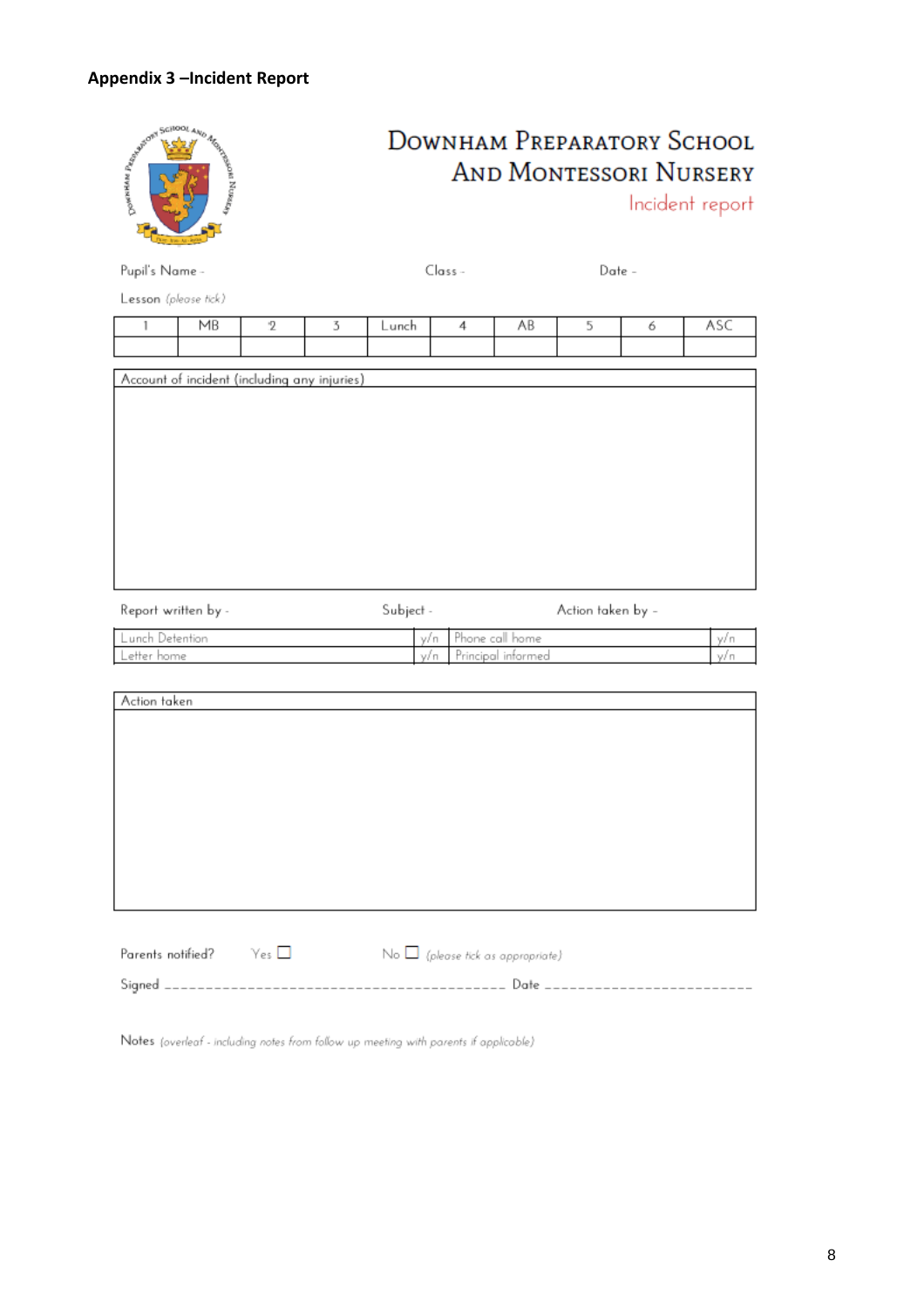**Appendix 3 –Incident Report**

# Downham Preparatory School And Montessori Nursery

## Incident report

Pupil's Name - Class - Date -

Lesson *(please tick)*

| 1 | MB | 2 | 3 | Lunch | 4 | AB | 5 | 6 | ASC |
|---|---|---|---|---|---|---|---|---|---|
| | | | | | | | | | |

| Account of incident (including any injuries) |
|---|
| |

Report written by - Subject - Action taken by -

| Lunch Detention | y/n | Phone call home | y/n |
|---|---|---|---|
| Letter home | y/n | Principal informed | y/n |

| Action taken |
|---|
| |

Parents notified? Yes ☐ No ☐ *(please tick as appropriate)*

Signed ________________________________________ Date ________________________

Notes *(overleaf - including notes from follow up meeting with parents if applicable)*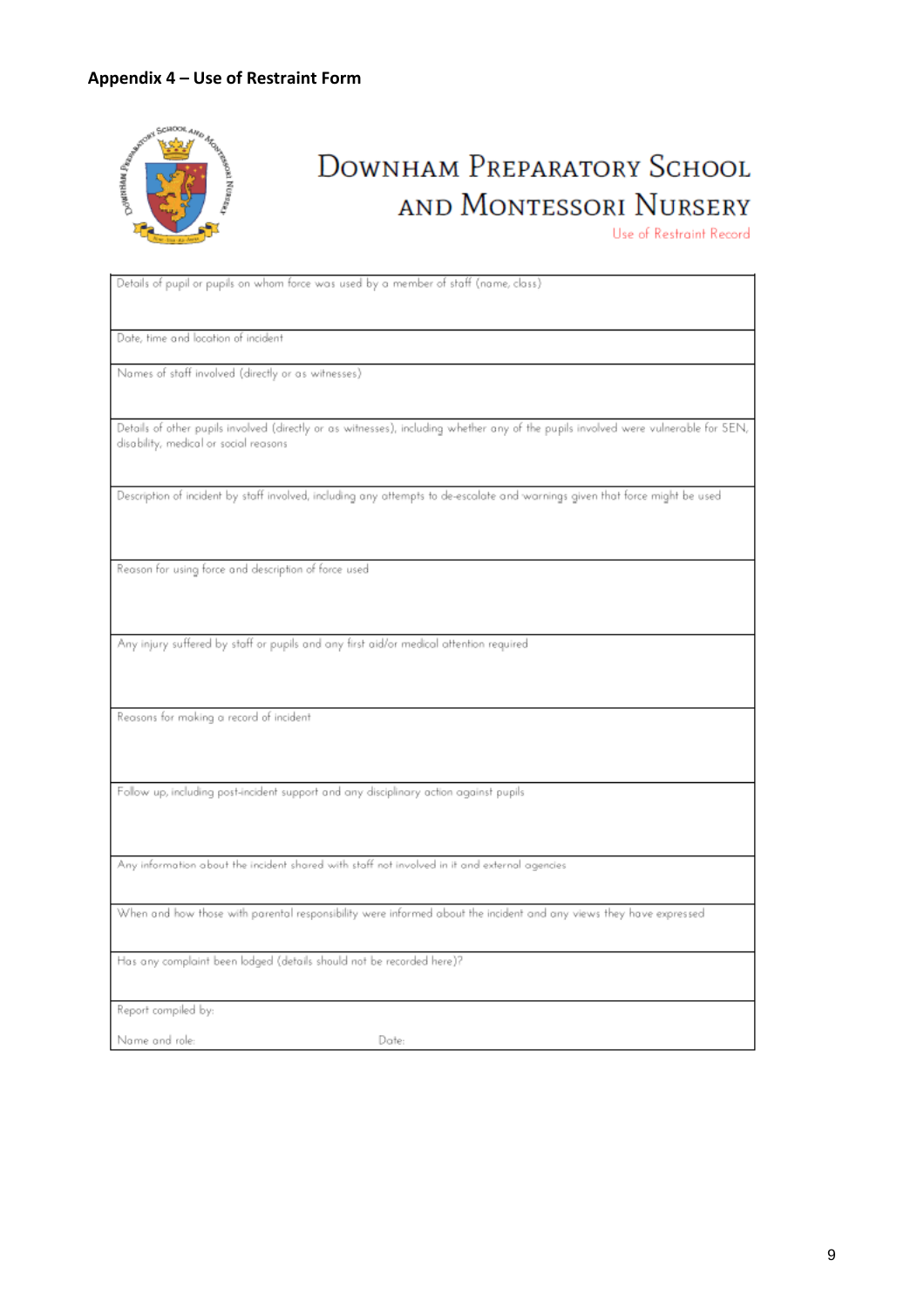## Appendix 4 – Use of Restraint Form

# DOWNHAM PREPARATORY SCHOOL AND MONTESSORI NURSERY

Use of Restraint Record

| Details of pupil or pupils on whom force was used by a member of staff (name, class) |
|---|
| Date, time and location of incident |
| Names of staff involved (directly or as witnesses) |
| Details of other pupils involved (directly or as witnesses), including whether any of the pupils involved were vulnerable for SEN, disability, medical or social reasons |
| Description of incident by staff involved, including any attempts to de-escalate and warnings given that force might be used |
| Reason for using force and description of force used |
| Any injury suffered by staff or pupils and any first aid/or medical attention required |
| Reasons for making a record of incident |
| Follow up, including post-incident support and any disciplinary action against pupils |
| Any information about the incident shared with staff not involved in it and external agencies |
| When and how those with parental responsibility were informed about the incident and any views they have expressed |
| Has any complaint been lodged (details should not be recorded here)? |
| Report compiled by:<br><br>Name and role: Date: |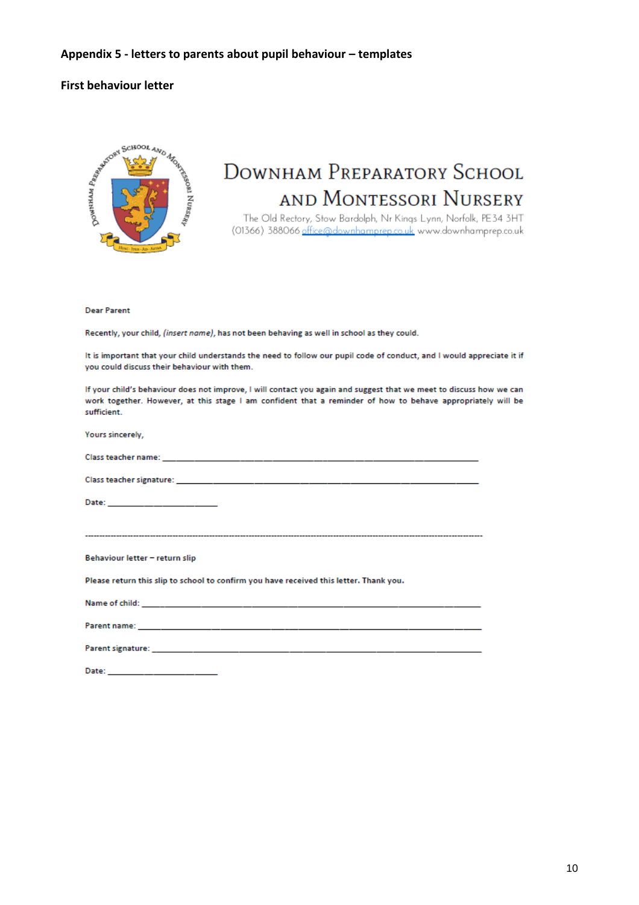**Appendix 5 - letters to parents about pupil behaviour – templates**

**First behaviour letter**

DOWNHAM PREPARATORY SCHOOL AND MONTESSORI NURSERY

The Old Rectory, Stow Bardolph, Nr Kings Lynn, Norfolk, PE34 3HT
(01366) 388066 office@downhamprep.co.uk www.downhamprep.co.uk

Dear Parent

Recently, your child, *(insert name)*, has not been behaving as well in school as they could.

It is important that your child understands the need to follow our pupil code of conduct, and I would appreciate it if you could discuss their behaviour with them.

If your child's behaviour does not improve, I will contact you again and suggest that we meet to discuss how we can work together. However, at this stage I am confident that a reminder of how to behave appropriately will be sufficient.

Yours sincerely,

Class teacher name: ________________________________________________

Class teacher signature: _____________________________________________

Date: ____________________

---

Behaviour letter – return slip

Please return this slip to school to confirm you have received this letter. Thank you.

Name of child: __________________________________________________

Parent name: ___________________________________________________

Parent signature: ________________________________________________

Date: ____________________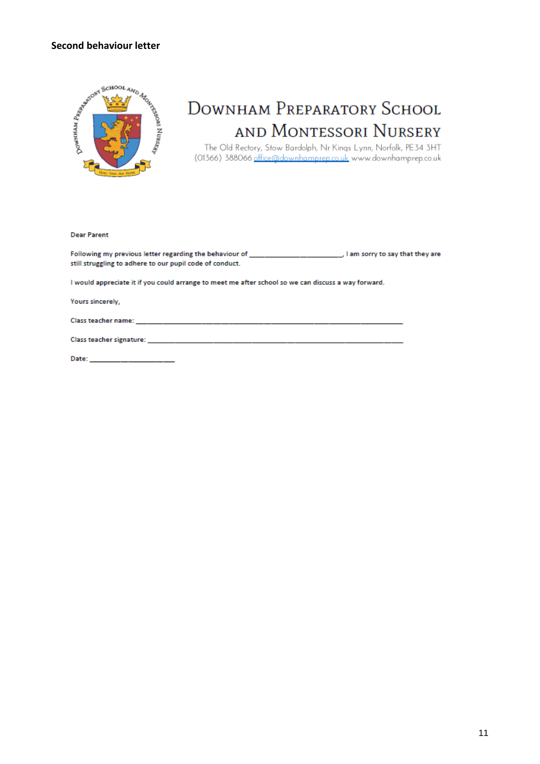**Second behaviour letter**

DOWNHAM PREPARATORY SCHOOL AND MONTESSORI NURSERY

The Old Rectory, Stow Bardolph, Nr Kings Lynn, Norfolk, PE34 3HT
(01366) 388066 office@downhamprep.co.uk www.downhamprep.co.uk

Dear Parent

Following my previous letter regarding the behaviour of ________________________, I am sorry to say that they are still struggling to adhere to our pupil code of conduct.

I would appreciate it if you could arrange to meet me after school so we can discuss a way forward.

Yours sincerely,

Class teacher name: ______________________________________________________________________

Class teacher signature: ___________________________________________________________________

Date: ______________________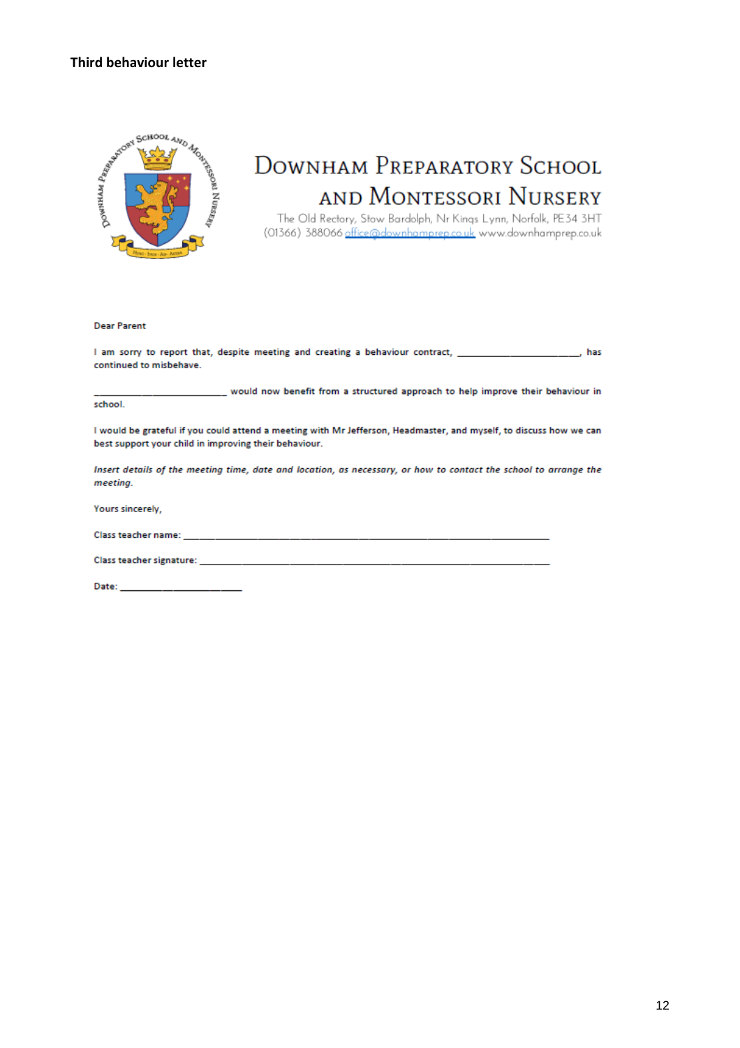**Third behaviour letter**

# Downham Preparatory School and Montessori Nursery

The Old Rectory, Stow Bardolph, Nr Kings Lynn, Norfolk, PE34 3HT
(01366) 388066 office@downhamprep.co.uk www.downhamprep.co.uk

Dear Parent

I am sorry to report that, despite meeting and creating a behaviour contract, ______________________, has continued to misbehave.

________________________ would now benefit from a structured approach to help improve their behaviour in school.

I would be grateful if you could attend a meeting with Mr Jefferson, Headmaster, and myself, to discuss how we can best support your child in improving their behaviour.

*Insert details of the meeting time, date and location, as necessary, or how to contact the school to arrange the meeting.*

Yours sincerely,

Class teacher name: ______________________________________________________________

Class teacher signature: ___________________________________________________________

Date: ______________________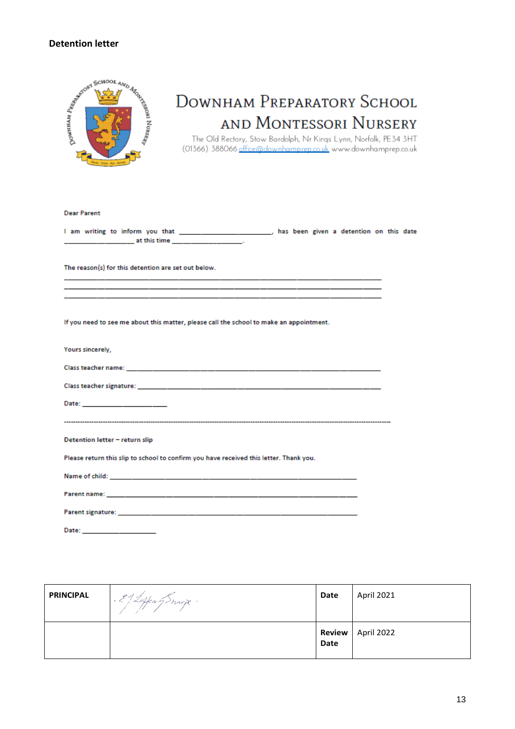**Detention letter**

# Downham Preparatory School and Montessori Nursery

The Old Rectory, Stow Bardolph, Nr Kings Lynn, Norfolk, PE34 3HT
(01366) 388066 office@downhamprep.co.uk www.downhamprep.co.uk

Dear Parent

I am writing to inform you that ________________________, has been given a detention on this date ___________________ at this time ___________________.

The reason(s) for this detention are set out below.

_______________________________________________________________________________
_______________________________________________________________________________
_______________________________________________________________________________

If you need to see me about this matter, please call the school to make an appointment.

Yours sincerely,

Class teacher name: ______________________________________________________________

Class teacher signature: ___________________________________________________________

Date: ______________________

---

Detention letter – return slip

Please return this slip to school to confirm you have received this letter. Thank you.

Name of child: ___________________________________________________________

Parent name: ____________________________________________________________

Parent signature: _________________________________________________________

Date: ____________________

| | | | |
|---|---|---|---|
| **PRINCIPAL** | *(signature)* | **Date** | April 2021 |
| | | **Review Date** | April 2022 |